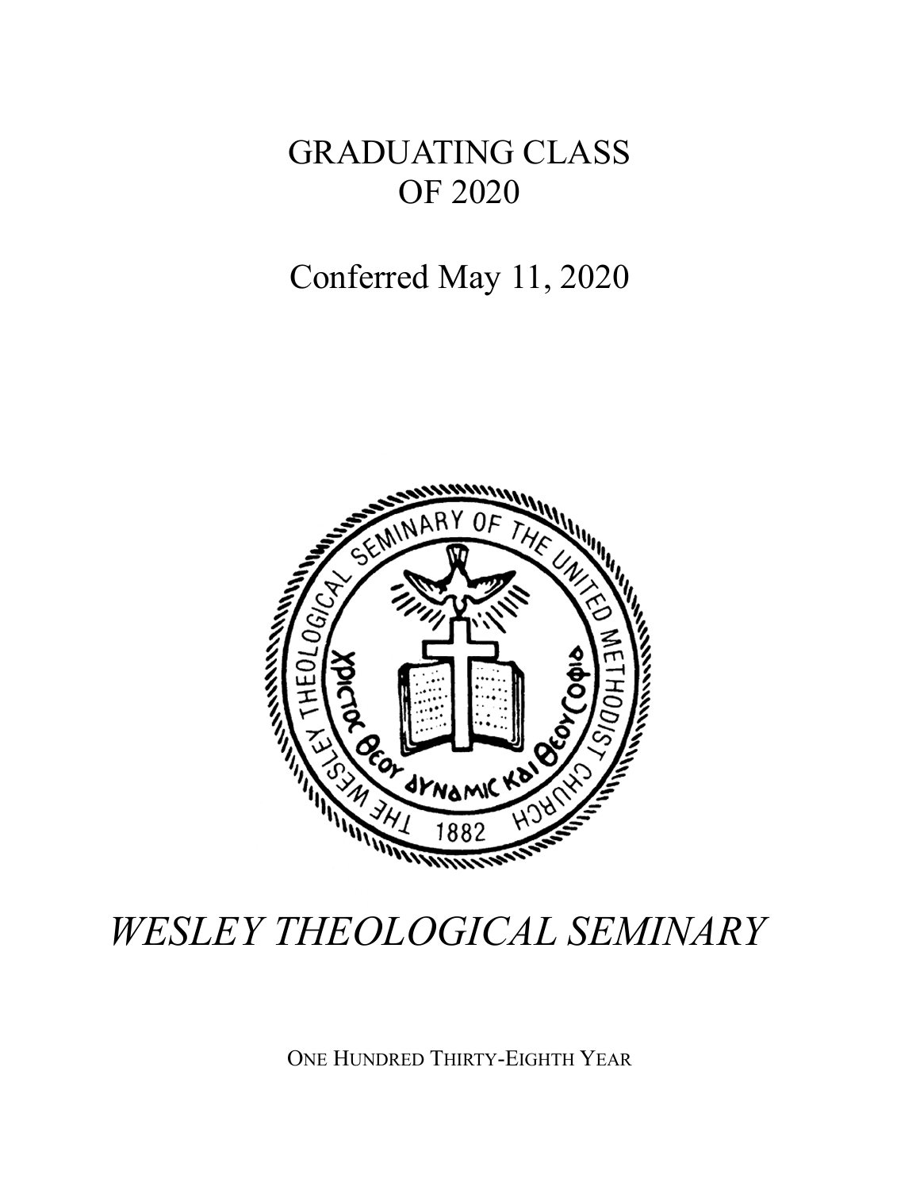# GRADUATING CLASS OF 2020

## Conferred May 11, 2020

# *WESLEY THEOLOGICAL SEMINARY*

ONE HUNDRED THIRTY-EIGHTH YEAR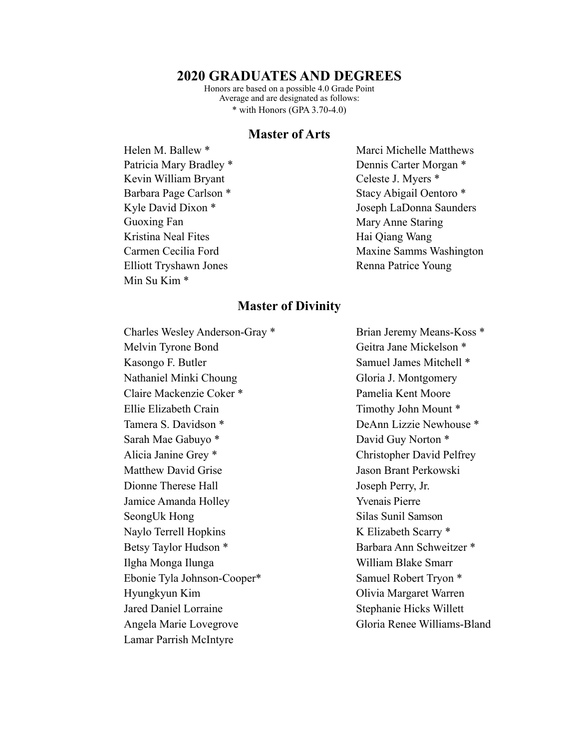# 2020 GRADUATES AND DEGREES

Honors are based on a possible 4.0 Grade Point Average and are designated as follows:
* with Honors (GPA 3.70-4.0)

## Master of Arts

Helen M. Ballew *
Patricia Mary Bradley *
Kevin William Bryant
Barbara Page Carlson *
Kyle David Dixon *
Guoxing Fan
Kristina Neal Fites
Carmen Cecilia Ford
Elliott Tryshawn Jones
Min Su Kim *
Marci Michelle Matthews
Dennis Carter Morgan *
Celeste J. Myers *
Stacy Abigail Oentoro *
Joseph LaDonna Saunders
Mary Anne Staring
Hai Qiang Wang
Maxine Samms Washington
Renna Patrice Young

## Master of Divinity

Charles Wesley Anderson-Gray *
Melvin Tyrone Bond
Kasongo F. Butler
Nathaniel Minki Choung
Claire Mackenzie Coker *
Ellie Elizabeth Crain
Tamera S. Davidson *
Sarah Mae Gabuyo *
Alicia Janine Grey *
Matthew David Grise
Dionne Therese Hall
Jamice Amanda Holley
SeongUk Hong
Naylo Terrell Hopkins
Betsy Taylor Hudson *
Ilgha Monga Ilunga
Ebonie Tyla Johnson-Cooper*
Hyungkyun Kim
Jared Daniel Lorraine
Angela Marie Lovegrove
Lamar Parrish McIntyre
Brian Jeremy Means-Koss *
Geitra Jane Mickelson *
Samuel James Mitchell *
Gloria J. Montgomery
Pamelia Kent Moore
Timothy John Mount *
DeAnn Lizzie Newhouse *
David Guy Norton *
Christopher David Pelfrey
Jason Brant Perkowski
Joseph Perry, Jr.
Yvenais Pierre
Silas Sunil Samson
K Elizabeth Scarry *
Barbara Ann Schweitzer *
William Blake Smarr
Samuel Robert Tryon *
Olivia Margaret Warren
Stephanie Hicks Willett
Gloria Renee Williams-Bland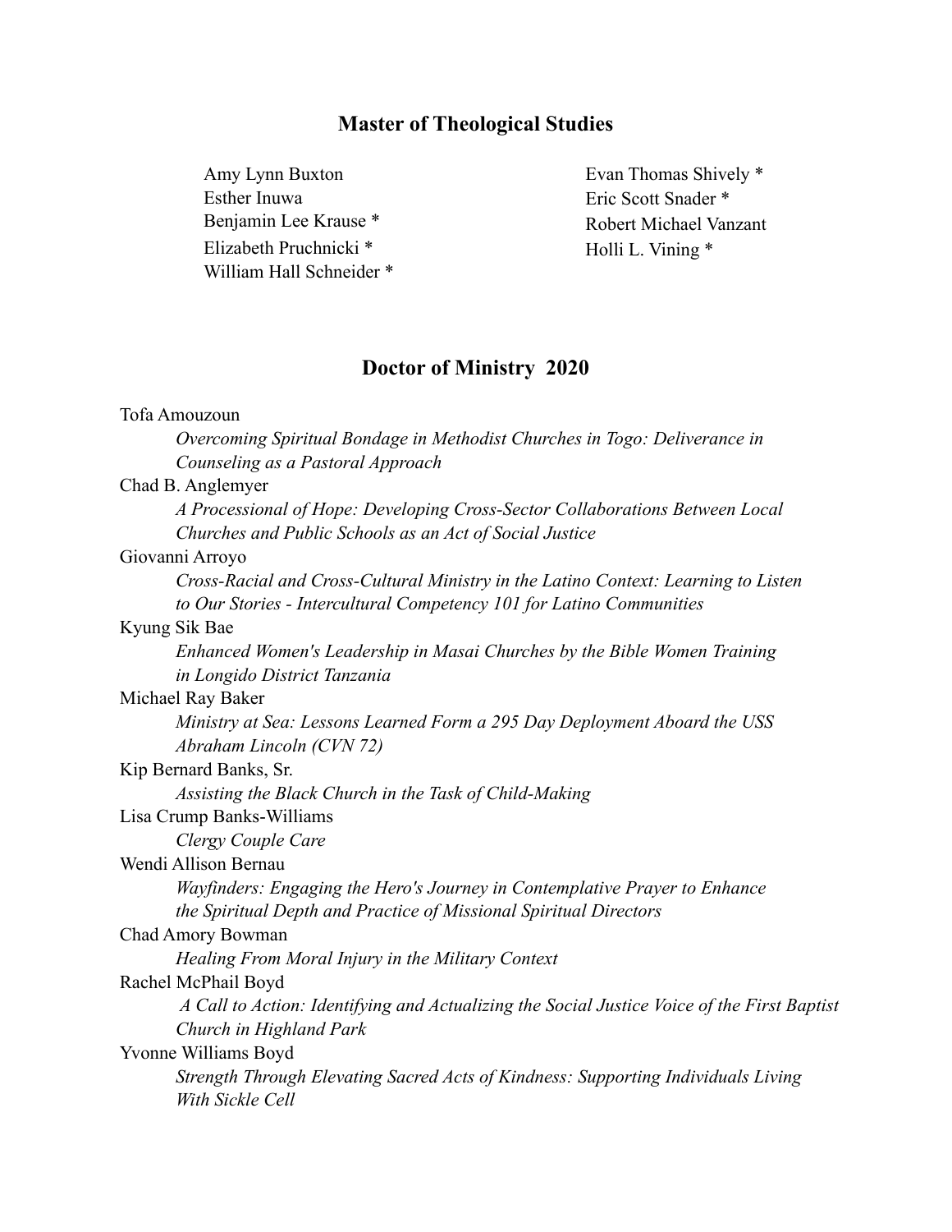## Master of Theological Studies

Amy Lynn Buxton
Esther Inuwa
Benjamin Lee Krause *
Elizabeth Pruchnicki *
William Hall Schneider *
Evan Thomas Shively *
Eric Scott Snader *
Robert Michael Vanzant
Holli L. Vining *

## Doctor of Ministry 2020

Tofa Amouzoun
*Overcoming Spiritual Bondage in Methodist Churches in Togo: Deliverance in Counseling as a Pastoral Approach*

Chad B. Anglemyer
*A Processional of Hope: Developing Cross-Sector Collaborations Between Local Churches and Public Schools as an Act of Social Justice*

Giovanni Arroyo
*Cross-Racial and Cross-Cultural Ministry in the Latino Context: Learning to Listen to Our Stories - Intercultural Competency 101 for Latino Communities*

Kyung Sik Bae
*Enhanced Women's Leadership in Masai Churches by the Bible Women Training in Longido District Tanzania*

Michael Ray Baker
*Ministry at Sea: Lessons Learned Form a 295 Day Deployment Aboard the USS Abraham Lincoln (CVN 72)*

Kip Bernard Banks, Sr.
*Assisting the Black Church in the Task of Child-Making*

Lisa Crump Banks-Williams
*Clergy Couple Care*

Wendi Allison Bernau
*Wayfinders: Engaging the Hero's Journey in Contemplative Prayer to Enhance the Spiritual Depth and Practice of Missional Spiritual Directors*

Chad Amory Bowman
*Healing From Moral Injury in the Military Context*

Rachel McPhail Boyd
*A Call to Action: Identifying and Actualizing the Social Justice Voice of the First Baptist Church in Highland Park*

Yvonne Williams Boyd
*Strength Through Elevating Sacred Acts of Kindness: Supporting Individuals Living With Sickle Cell*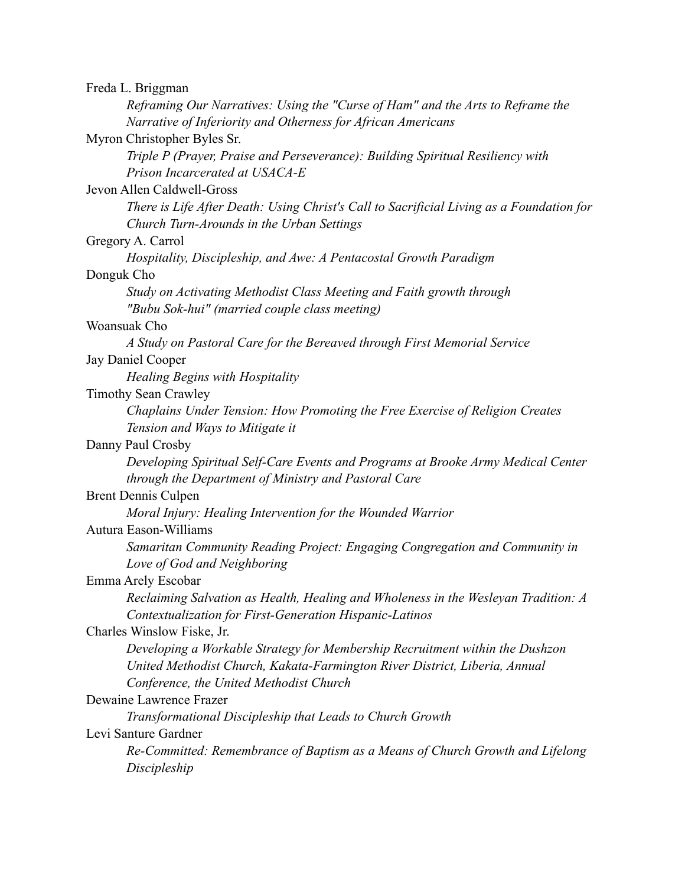Freda L. Briggman

*Reframing Our Narratives: Using the "Curse of Ham" and the Arts to Reframe the Narrative of Inferiority and Otherness for African Americans*

Myron Christopher Byles Sr.

*Triple P (Prayer, Praise and Perseverance): Building Spiritual Resiliency with Prison Incarcerated at USACA-E*

Jevon Allen Caldwell-Gross

*There is Life After Death: Using Christ's Call to Sacrificial Living as a Foundation for Church Turn-Arounds in the Urban Settings*

Gregory A. Carrol

*Hospitality, Discipleship, and Awe: A Pentacostal Growth Paradigm*

Donguk Cho

*Study on Activating Methodist Class Meeting and Faith growth through "Bubu Sok-hui" (married couple class meeting)*

Woansuak Cho

*A Study on Pastoral Care for the Bereaved through First Memorial Service*

Jay Daniel Cooper

*Healing Begins with Hospitality*

Timothy Sean Crawley

*Chaplains Under Tension: How Promoting the Free Exercise of Religion Creates Tension and Ways to Mitigate it*

Danny Paul Crosby

*Developing Spiritual Self-Care Events and Programs at Brooke Army Medical Center through the Department of Ministry and Pastoral Care*

Brent Dennis Culpen

*Moral Injury: Healing Intervention for the Wounded Warrior*

Autura Eason-Williams

*Samaritan Community Reading Project: Engaging Congregation and Community in Love of God and Neighboring*

Emma Arely Escobar

*Reclaiming Salvation as Health, Healing and Wholeness in the Wesleyan Tradition: A Contextualization for First-Generation Hispanic-Latinos*

Charles Winslow Fiske, Jr.

*Developing a Workable Strategy for Membership Recruitment within the Dushzon United Methodist Church, Kakata-Farmington River District, Liberia, Annual Conference, the United Methodist Church*

Dewaine Lawrence Frazer

*Transformational Discipleship that Leads to Church Growth*

Levi Santure Gardner

*Re-Committed: Remembrance of Baptism as a Means of Church Growth and Lifelong Discipleship*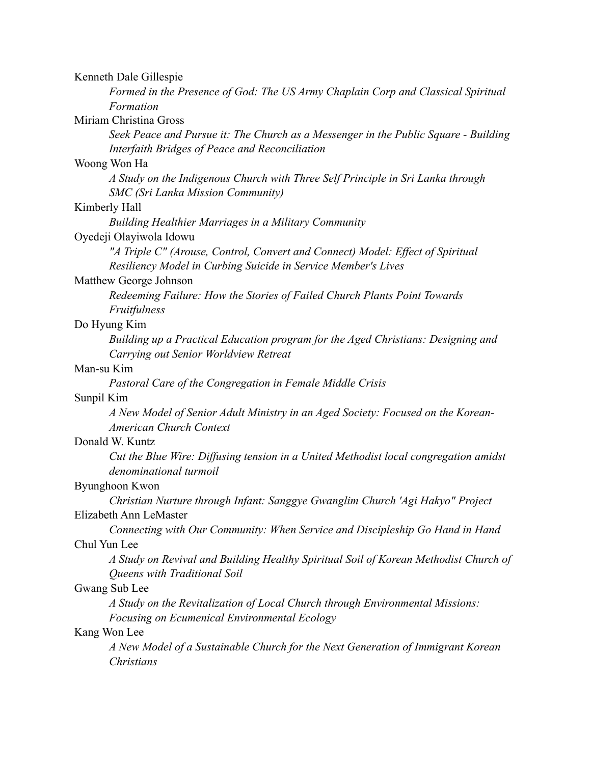Kenneth Dale Gillespie

*Formed in the Presence of God: The US Army Chaplain Corp and Classical Spiritual Formation*

Miriam Christina Gross

*Seek Peace and Pursue it: The Church as a Messenger in the Public Square - Building Interfaith Bridges of Peace and Reconciliation*

Woong Won Ha

*A Study on the Indigenous Church with Three Self Principle in Sri Lanka through SMC (Sri Lanka Mission Community)*

Kimberly Hall

*Building Healthier Marriages in a Military Community*

Oyedeji Olayiwola Idowu

*"A Triple C" (Arouse, Control, Convert and Connect) Model: Effect of Spiritual Resiliency Model in Curbing Suicide in Service Member's Lives*

Matthew George Johnson

*Redeeming Failure: How the Stories of Failed Church Plants Point Towards Fruitfulness*

Do Hyung Kim

*Building up a Practical Education program for the Aged Christians: Designing and Carrying out Senior Worldview Retreat*

Man-su Kim

*Pastoral Care of the Congregation in Female Middle Crisis*

Sunpil Kim

*A New Model of Senior Adult Ministry in an Aged Society: Focused on the Korean-American Church Context*

Donald W. Kuntz

*Cut the Blue Wire: Diffusing tension in a United Methodist local congregation amidst denominational turmoil*

Byunghoon Kwon

*Christian Nurture through Infant: Sanggye Gwanglim Church 'Agi Hakyo" Project*

Elizabeth Ann LeMaster

*Connecting with Our Community: When Service and Discipleship Go Hand in Hand*

Chul Yun Lee

*A Study on Revival and Building Healthy Spiritual Soil of Korean Methodist Church of Queens with Traditional Soil*

Gwang Sub Lee

*A Study on the Revitalization of Local Church through Environmental Missions: Focusing on Ecumenical Environmental Ecology*

Kang Won Lee

*A New Model of a Sustainable Church for the Next Generation of Immigrant Korean Christians*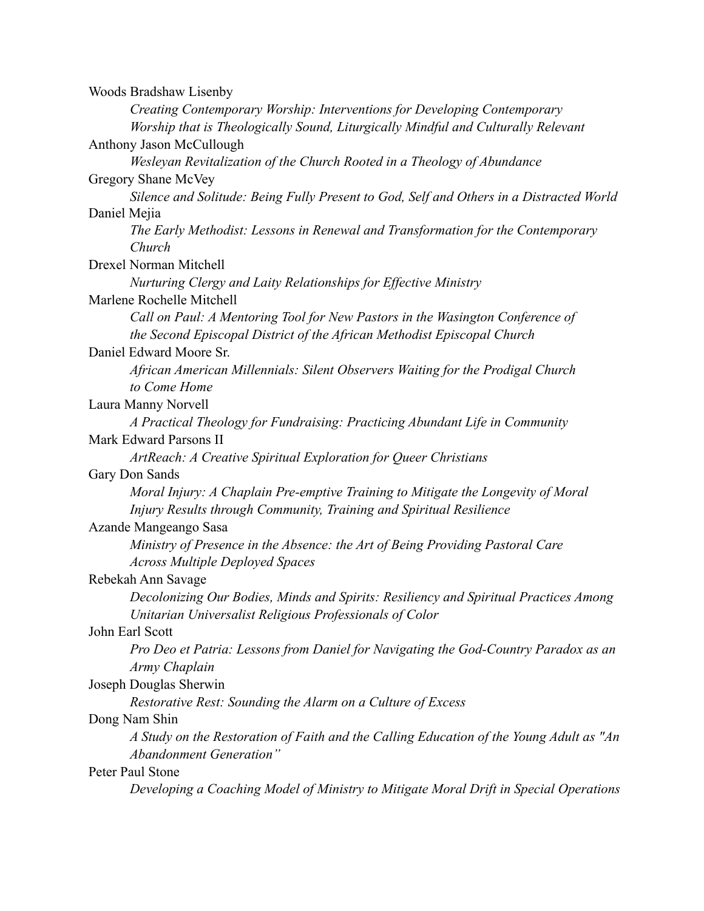Woods Bradshaw Lisenby

*Creating Contemporary Worship: Interventions for Developing Contemporary Worship that is Theologically Sound, Liturgically Mindful and Culturally Relevant*

Anthony Jason McCullough

*Wesleyan Revitalization of the Church Rooted in a Theology of Abundance*

Gregory Shane McVey

*Silence and Solitude: Being Fully Present to God, Self and Others in a Distracted World*

Daniel Mejia

*The Early Methodist: Lessons in Renewal and Transformation for the Contemporary Church*

Drexel Norman Mitchell

*Nurturing Clergy and Laity Relationships for Effective Ministry*

Marlene Rochelle Mitchell

*Call on Paul: A Mentoring Tool for New Pastors in the Wasington Conference of the Second Episcopal District of the African Methodist Episcopal Church*

Daniel Edward Moore Sr.

*African American Millennials: Silent Observers Waiting for the Prodigal Church to Come Home*

Laura Manny Norvell

*A Practical Theology for Fundraising: Practicing Abundant Life in Community*

Mark Edward Parsons II

*ArtReach: A Creative Spiritual Exploration for Queer Christians*

Gary Don Sands

*Moral Injury: A Chaplain Pre-emptive Training to Mitigate the Longevity of Moral Injury Results through Community, Training and Spiritual Resilience*

Azande Mangeango Sasa

*Ministry of Presence in the Absence: the Art of Being Providing Pastoral Care Across Multiple Deployed Spaces*

Rebekah Ann Savage

*Decolonizing Our Bodies, Minds and Spirits: Resiliency and Spiritual Practices Among Unitarian Universalist Religious Professionals of Color*

John Earl Scott

*Pro Deo et Patria: Lessons from Daniel for Navigating the God-Country Paradox as an Army Chaplain*

Joseph Douglas Sherwin

*Restorative Rest: Sounding the Alarm on a Culture of Excess*

Dong Nam Shin

*A Study on the Restoration of Faith and the Calling Education of the Young Adult as "An Abandonment Generation"*

Peter Paul Stone

*Developing a Coaching Model of Ministry to Mitigate Moral Drift in Special Operations*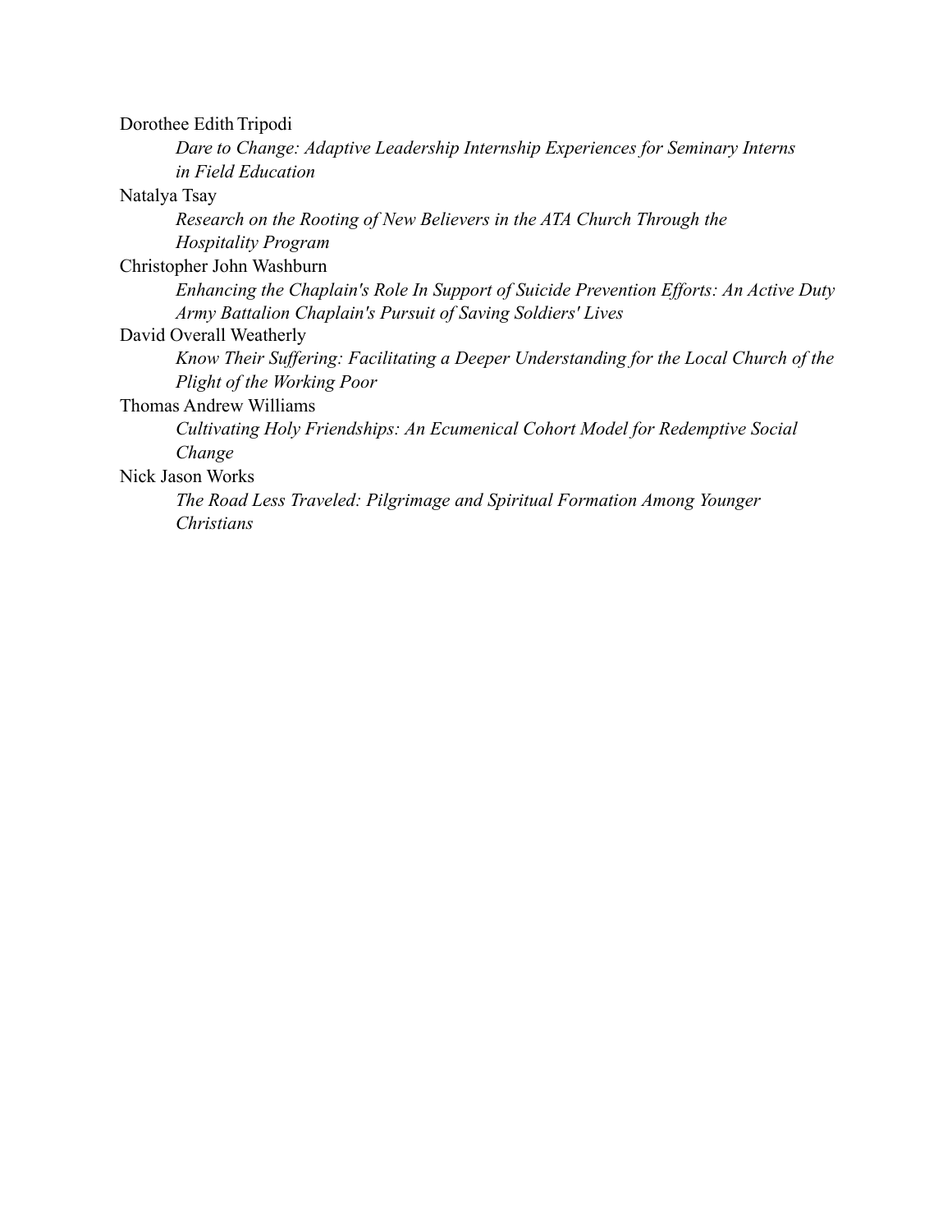Dorothee Edith Tripodi

*Dare to Change: Adaptive Leadership Internship Experiences for Seminary Interns in Field Education*

Natalya Tsay

*Research on the Rooting of New Believers in the ATA Church Through the Hospitality Program*

Christopher John Washburn

*Enhancing the Chaplain's Role In Support of Suicide Prevention Efforts: An Active Duty Army Battalion Chaplain's Pursuit of Saving Soldiers' Lives*

David Overall Weatherly

*Know Their Suffering: Facilitating a Deeper Understanding for the Local Church of the Plight of the Working Poor*

Thomas Andrew Williams

*Cultivating Holy Friendships: An Ecumenical Cohort Model for Redemptive Social Change*

Nick Jason Works

*The Road Less Traveled: Pilgrimage and Spiritual Formation Among Younger Christians*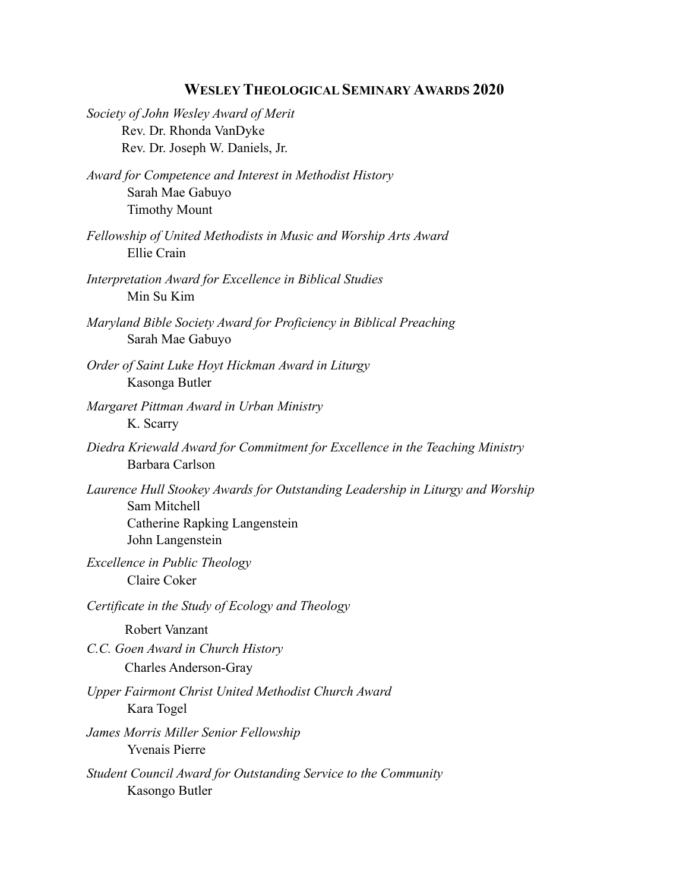## Wesley Theological Seminary Awards 2020

*Society of John Wesley Award of Merit*
Rev. Dr. Rhonda VanDyke
Rev. Dr. Joseph W. Daniels, Jr.

*Award for Competence and Interest in Methodist History*
Sarah Mae Gabuyo
Timothy Mount

*Fellowship of United Methodists in Music and Worship Arts Award*
Ellie Crain

*Interpretation Award for Excellence in Biblical Studies*
Min Su Kim

*Maryland Bible Society Award for Proficiency in Biblical Preaching*
Sarah Mae Gabuyo

*Order of Saint Luke Hoyt Hickman Award in Liturgy*
Kasonga Butler

*Margaret Pittman Award in Urban Ministry*
K. Scarry

*Diedra Kriewald Award for Commitment for Excellence in the Teaching Ministry*
Barbara Carlson

*Laurence Hull Stookey Awards for Outstanding Leadership in Liturgy and Worship*
Sam Mitchell
Catherine Rapking Langenstein
John Langenstein

*Excellence in Public Theology*
Claire Coker

*Certificate in the Study of Ecology and Theology*
Robert Vanzant

*C.C. Goen Award in Church History*
Charles Anderson-Gray

*Upper Fairmont Christ United Methodist Church Award*
Kara Togel

*James Morris Miller Senior Fellowship*
Yvenais Pierre

*Student Council Award for Outstanding Service to the Community*
Kasongo Butler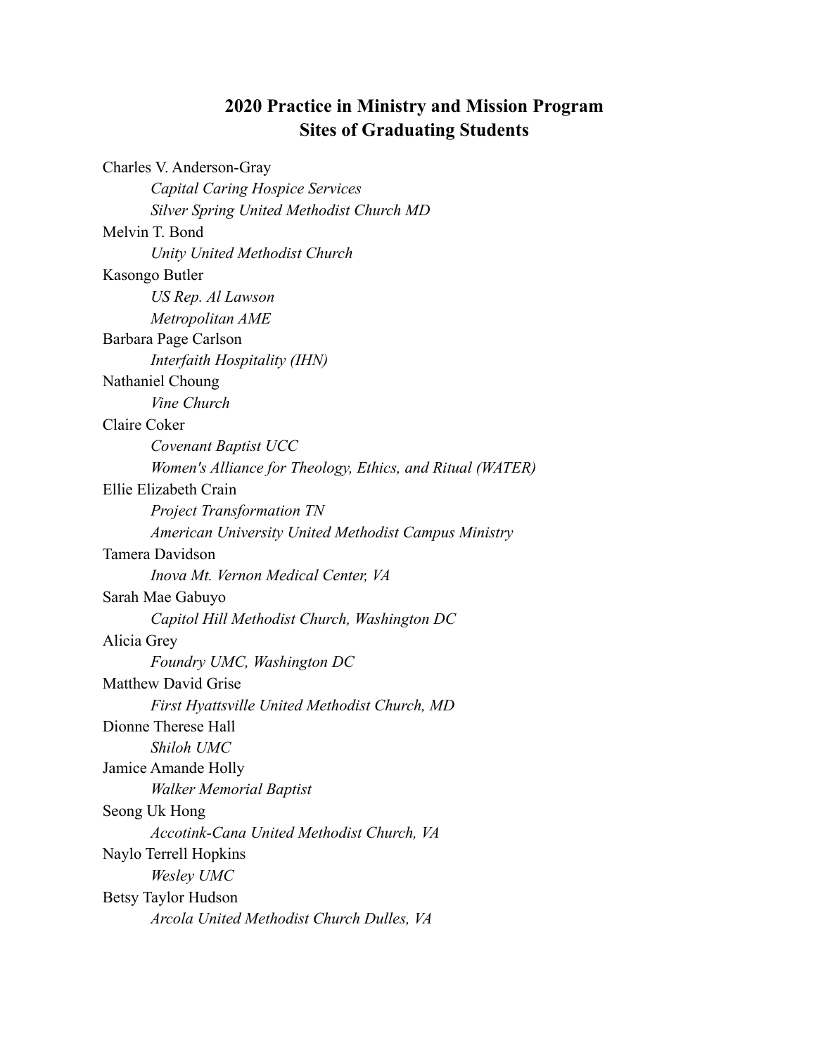## 2020 Practice in Ministry and Mission Program
## Sites of Graduating Students

Charles V. Anderson-Gray
- *Capital Caring Hospice Services*
- *Silver Spring United Methodist Church MD*

Melvin T. Bond
- *Unity United Methodist Church*

Kasongo Butler
- *US Rep. Al Lawson*
- *Metropolitan AME*

Barbara Page Carlson
- *Interfaith Hospitality (IHN)*

Nathaniel Choung
- *Vine Church*

Claire Coker
- *Covenant Baptist UCC*
- *Women's Alliance for Theology, Ethics, and Ritual (WATER)*

Ellie Elizabeth Crain
- *Project Transformation TN*
- *American University United Methodist Campus Ministry*

Tamera Davidson
- *Inova Mt. Vernon Medical Center, VA*

Sarah Mae Gabuyo
- *Capitol Hill Methodist Church, Washington DC*

Alicia Grey
- *Foundry UMC, Washington DC*

Matthew David Grise
- *First Hyattsville United Methodist Church, MD*

Dionne Therese Hall
- *Shiloh UMC*

Jamice Amande Holly
- *Walker Memorial Baptist*

Seong Uk Hong
- *Accotink-Cana United Methodist Church, VA*

Naylo Terrell Hopkins
- *Wesley UMC*

Betsy Taylor Hudson
- *Arcola United Methodist Church Dulles, VA*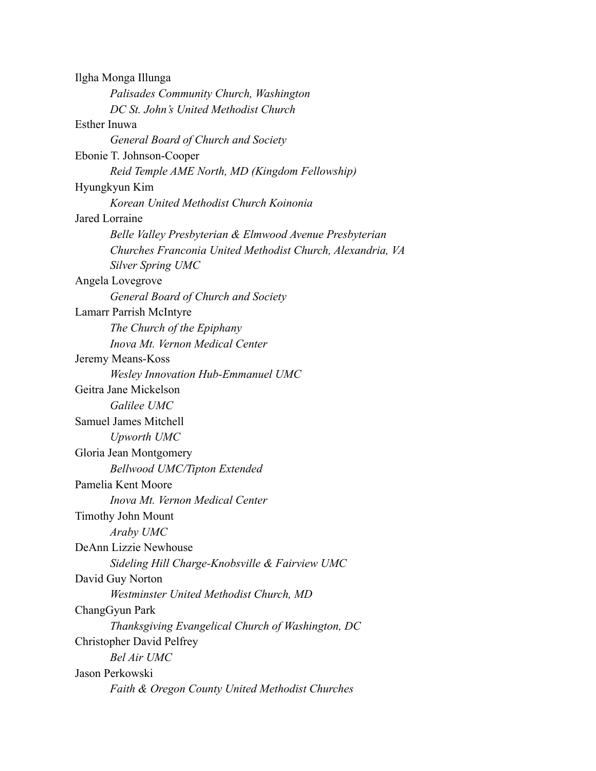Ilgha Monga Illunga

*Palisades Community Church, Washington*
*DC St. John's United Methodist Church*

Esther Inuwa

*General Board of Church and Society*

Ebonie T. Johnson-Cooper

*Reid Temple AME North, MD (Kingdom Fellowship)*

Hyungkyun Kim

*Korean United Methodist Church Koinonia*

Jared Lorraine

*Belle Valley Presbyterian & Elmwood Avenue Presbyterian*
*Churches Franconia United Methodist Church, Alexandria, VA*
*Silver Spring UMC*

Angela Lovegrove

*General Board of Church and Society*

Lamarr Parrish McIntyre

*The Church of the Epiphany*
*Inova Mt. Vernon Medical Center*

Jeremy Means-Koss

*Wesley Innovation Hub-Emmanuel UMC*

Geitra Jane Mickelson

*Galilee UMC*

Samuel James Mitchell

*Upworth UMC*

Gloria Jean Montgomery

*Bellwood UMC/Tipton Extended*

Pamelia Kent Moore

*Inova Mt. Vernon Medical Center*

Timothy John Mount

*Araby UMC*

DeAnn Lizzie Newhouse

*Sideling Hill Charge-Knobsville & Fairview UMC*

David Guy Norton

*Westminster United Methodist Church, MD*

ChangGyun Park

*Thanksgiving Evangelical Church of Washington, DC*

Christopher David Pelfrey

*Bel Air UMC*

Jason Perkowski

*Faith & Oregon County United Methodist Churches*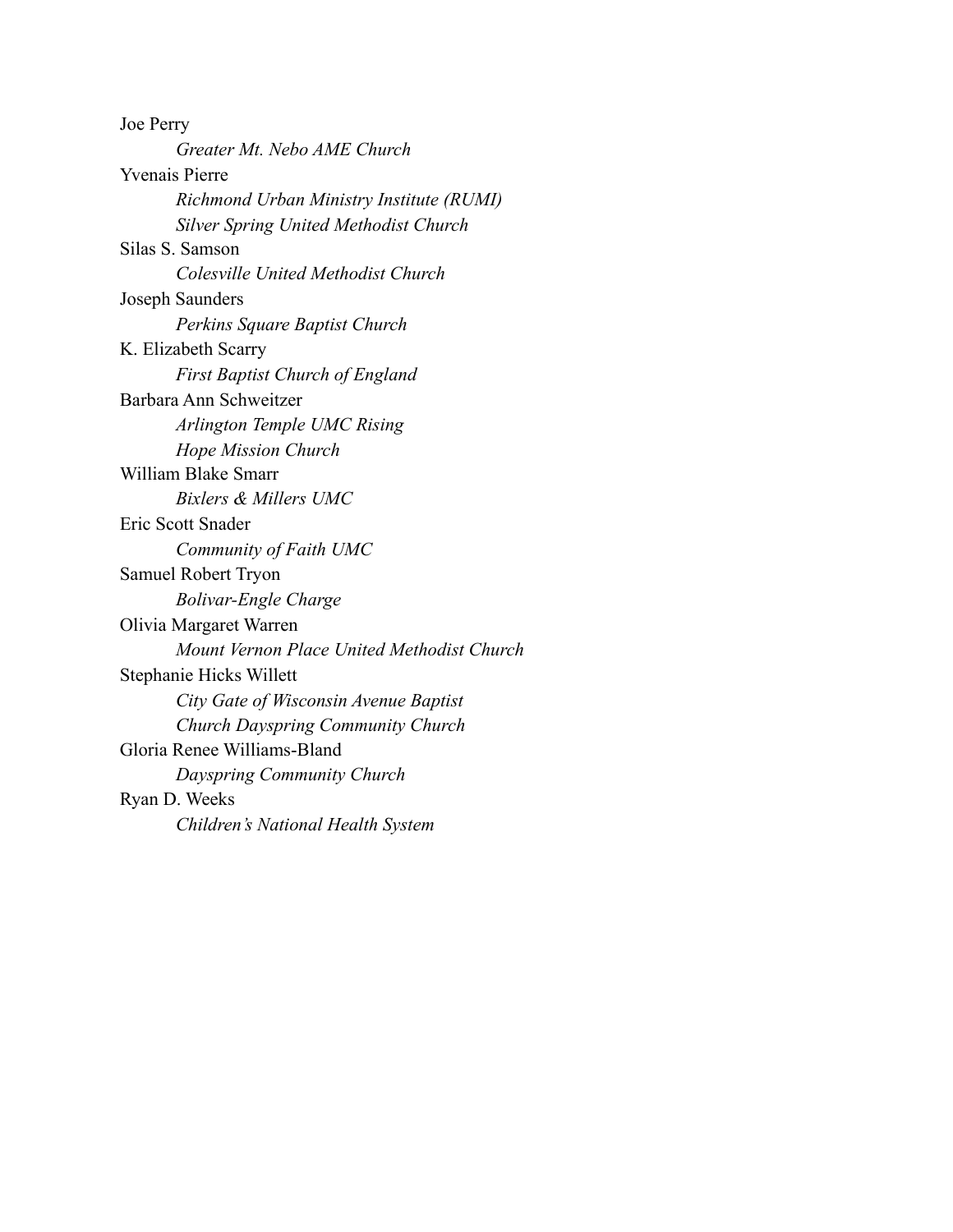Joe Perry

*Greater Mt. Nebo AME Church*

Yvenais Pierre

*Richmond Urban Ministry Institute (RUMI)*

*Silver Spring United Methodist Church*

Silas S. Samson

*Colesville United Methodist Church*

Joseph Saunders

*Perkins Square Baptist Church*

K. Elizabeth Scarry

*First Baptist Church of England*

Barbara Ann Schweitzer

*Arlington Temple UMC Rising*

*Hope Mission Church*

William Blake Smarr

*Bixlers & Millers UMC*

Eric Scott Snader

*Community of Faith UMC*

Samuel Robert Tryon

*Bolivar-Engle Charge*

Olivia Margaret Warren

*Mount Vernon Place United Methodist Church*

Stephanie Hicks Willett

*City Gate of Wisconsin Avenue Baptist*

*Church Dayspring Community Church*

Gloria Renee Williams-Bland

*Dayspring Community Church*

Ryan D. Weeks

*Children's National Health System*